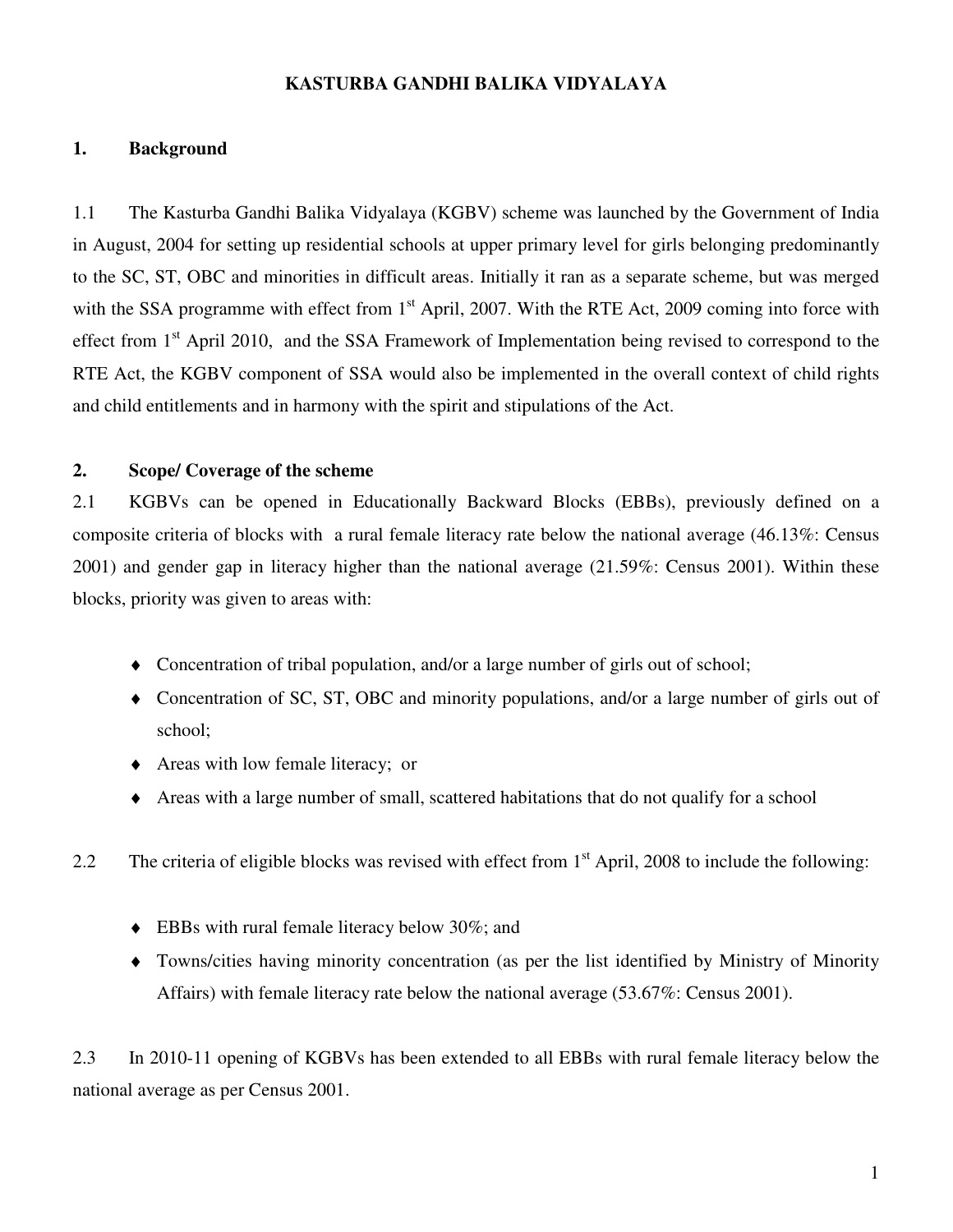# KASTURBA GANDHI BALIKA VIDYALAYA

## 1. Background

1.1 The Kasturba Gandhi Balika Vidyalaya (KGBV) scheme was launched by the Government of India in August, 2004 for setting up residential schools at upper primary level for girls belonging predominantly to the SC, ST, OBC and minorities in difficult areas. Initially it ran as a separate scheme, but was merged with the SSA programme with effect from 1st April, 2007. With the RTE Act, 2009 coming into force with effect from 1st April 2010, and the SSA Framework of Implementation being revised to correspond to the RTE Act, the KGBV component of SSA would also be implemented in the overall context of child rights and child entitlements and in harmony with the spirit and stipulations of the Act.

## 2. Scope/ Coverage of the scheme

2.1 KGBVs can be opened in Educationally Backward Blocks (EBBs), previously defined on a composite criteria of blocks with a rural female literacy rate below the national average (46.13%: Census 2001) and gender gap in literacy higher than the national average (21.59%: Census 2001). Within these blocks, priority was given to areas with:

- Concentration of tribal population, and/or a large number of girls out of school;
- Concentration of SC, ST, OBC and minority populations, and/or a large number of girls out of school;
- Areas with low female literacy; or
- Areas with a large number of small, scattered habitations that do not qualify for a school

2.2 The criteria of eligible blocks was revised with effect from 1st April, 2008 to include the following:

- EBBs with rural female literacy below 30%; and
- Towns/cities having minority concentration (as per the list identified by Ministry of Minority Affairs) with female literacy rate below the national average (53.67%: Census 2001).

2.3 In 2010-11 opening of KGBVs has been extended to all EBBs with rural female literacy below the national average as per Census 2001.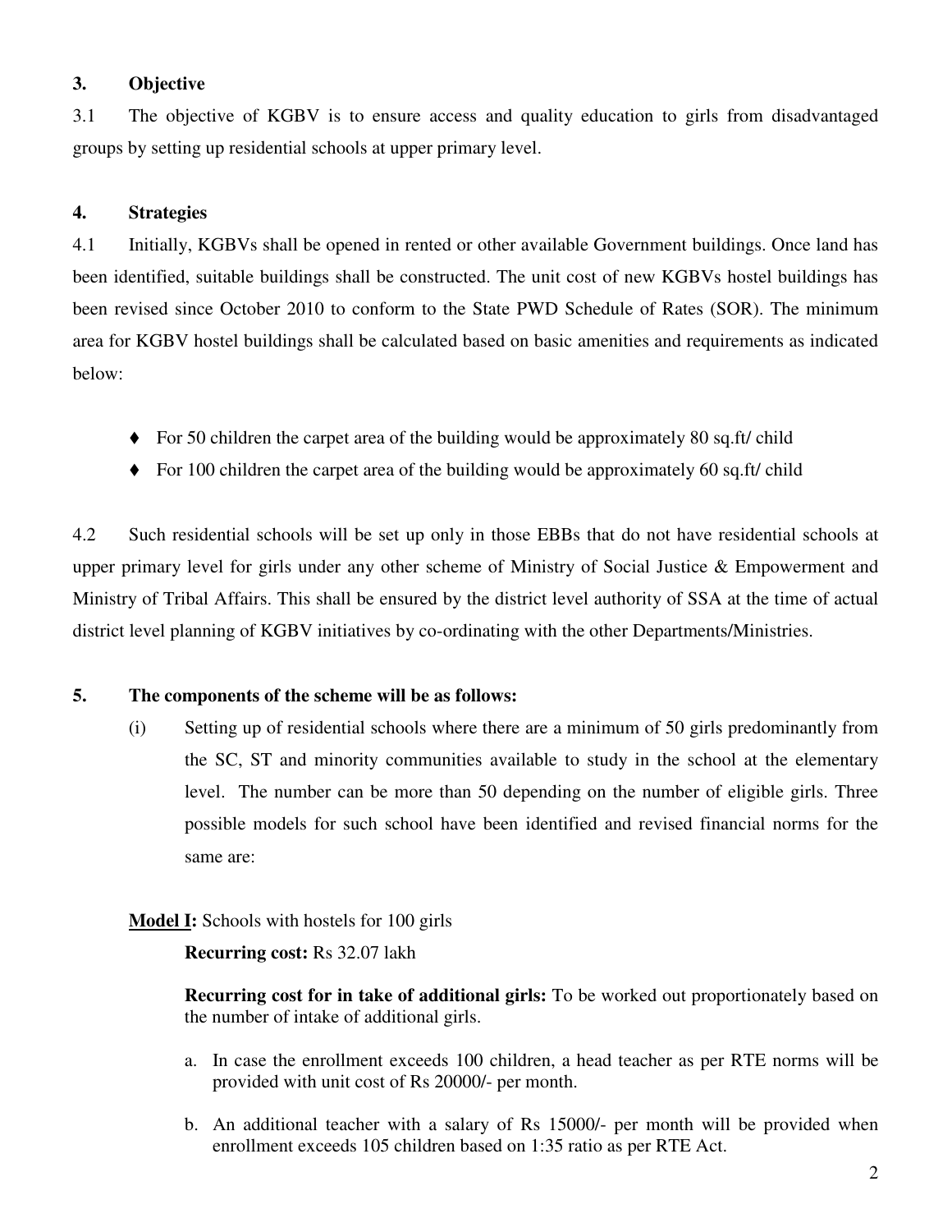## 3. Objective

3.1 The objective of KGBV is to ensure access and quality education to girls from disadvantaged groups by setting up residential schools at upper primary level.

## 4. Strategies

4.1 Initially, KGBVs shall be opened in rented or other available Government buildings. Once land has been identified, suitable buildings shall be constructed. The unit cost of new KGBVs hostel buildings has been revised since October 2010 to conform to the State PWD Schedule of Rates (SOR). The minimum area for KGBV hostel buildings shall be calculated based on basic amenities and requirements as indicated below:

- For 50 children the carpet area of the building would be approximately 80 sq.ft/ child
- For 100 children the carpet area of the building would be approximately 60 sq.ft/ child

4.2 Such residential schools will be set up only in those EBBs that do not have residential schools at upper primary level for girls under any other scheme of Ministry of Social Justice & Empowerment and Ministry of Tribal Affairs. This shall be ensured by the district level authority of SSA at the time of actual district level planning of KGBV initiatives by co-ordinating with the other Departments/Ministries.

## 5. The components of the scheme will be as follows:

(i) Setting up of residential schools where there are a minimum of 50 girls predominantly from the SC, ST and minority communities available to study in the school at the elementary level. The number can be more than 50 depending on the number of eligible girls. Three possible models for such school have been identified and revised financial norms for the same are:

**Model I:** Schools with hostels for 100 girls

**Recurring cost:** Rs 32.07 lakh

**Recurring cost for in take of additional girls:** To be worked out proportionately based on the number of intake of additional girls.

a. In case the enrollment exceeds 100 children, a head teacher as per RTE norms will be provided with unit cost of Rs 20000/- per month.

b. An additional teacher with a salary of Rs 15000/- per month will be provided when enrollment exceeds 105 children based on 1:35 ratio as per RTE Act.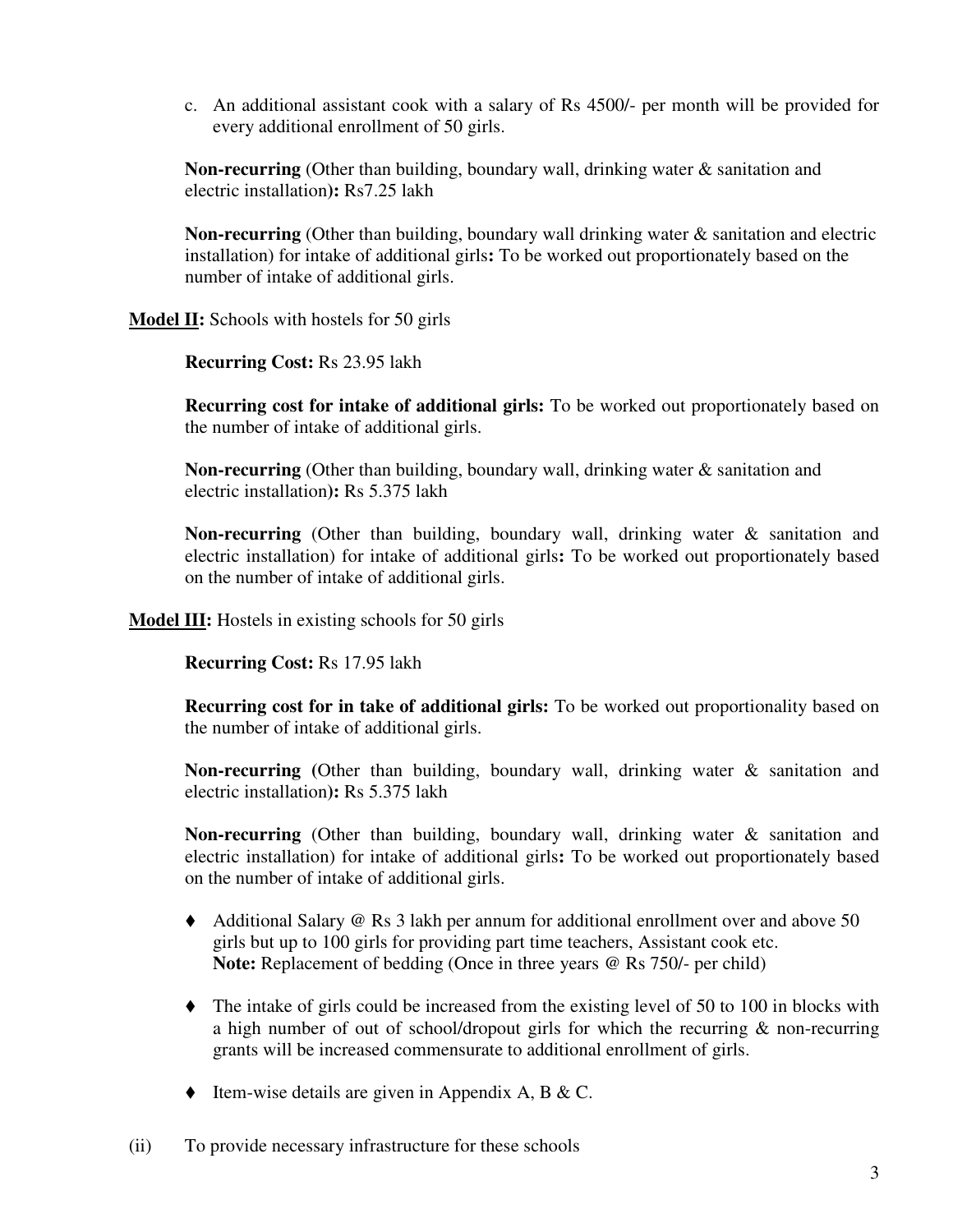c. An additional assistant cook with a salary of Rs 4500/- per month will be provided for every additional enrollment of 50 girls.

**Non-recurring** (Other than building, boundary wall, drinking water & sanitation and electric installation)**:** Rs7.25 lakh

**Non-recurring** (Other than building, boundary wall drinking water & sanitation and electric installation) for intake of additional girls**:** To be worked out proportionately based on the number of intake of additional girls.

**Model II:** Schools with hostels for 50 girls

**Recurring Cost:** Rs 23.95 lakh

**Recurring cost for intake of additional girls:** To be worked out proportionately based on the number of intake of additional girls.

**Non-recurring** (Other than building, boundary wall, drinking water & sanitation and electric installation)**:** Rs 5.375 lakh

**Non-recurring** (Other than building, boundary wall, drinking water & sanitation and electric installation) for intake of additional girls**:** To be worked out proportionately based on the number of intake of additional girls.

**Model III:** Hostels in existing schools for 50 girls

**Recurring Cost:** Rs 17.95 lakh

**Recurring cost for in take of additional girls:** To be worked out proportionality based on the number of intake of additional girls.

**Non-recurring (**Other than building, boundary wall, drinking water & sanitation and electric installation)**:** Rs 5.375 lakh

**Non-recurring** (Other than building, boundary wall, drinking water & sanitation and electric installation) for intake of additional girls**:** To be worked out proportionately based on the number of intake of additional girls.

- Additional Salary @ Rs 3 lakh per annum for additional enrollment over and above 50 girls but up to 100 girls for providing part time teachers, Assistant cook etc.
  **Note:** Replacement of bedding (Once in three years @ Rs 750/- per child)
- The intake of girls could be increased from the existing level of 50 to 100 in blocks with a high number of out of school/dropout girls for which the recurring & non-recurring grants will be increased commensurate to additional enrollment of girls.
- Item-wise details are given in Appendix A, B & C.

(ii) To provide necessary infrastructure for these schools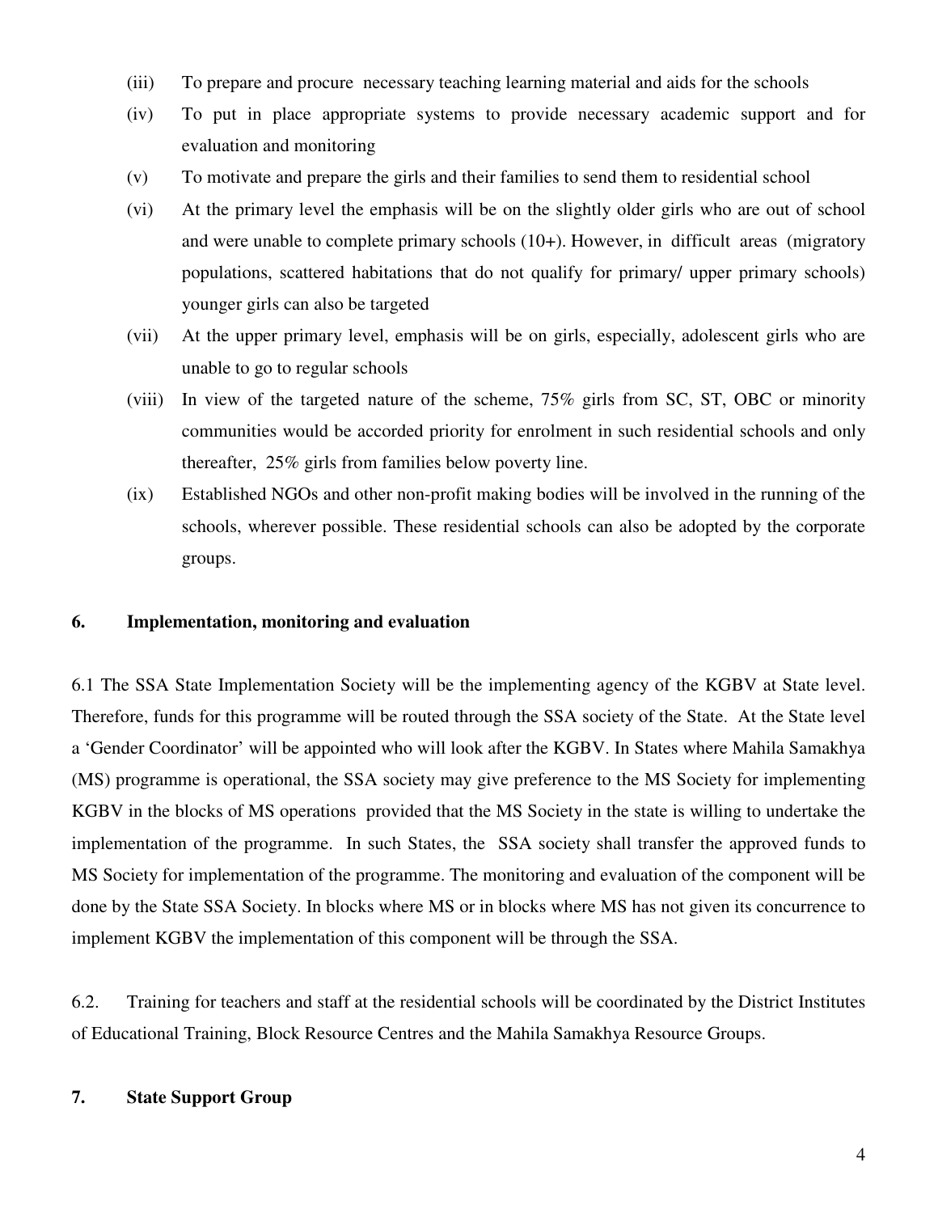(iii) To prepare and procure necessary teaching learning material and aids for the schools

(iv) To put in place appropriate systems to provide necessary academic support and for evaluation and monitoring

(v) To motivate and prepare the girls and their families to send them to residential school

(vi) At the primary level the emphasis will be on the slightly older girls who are out of school and were unable to complete primary schools (10+). However, in difficult areas (migratory populations, scattered habitations that do not qualify for primary/ upper primary schools) younger girls can also be targeted

(vii) At the upper primary level, emphasis will be on girls, especially, adolescent girls who are unable to go to regular schools

(viii) In view of the targeted nature of the scheme, 75% girls from SC, ST, OBC or minority communities would be accorded priority for enrolment in such residential schools and only thereafter, 25% girls from families below poverty line.

(ix) Established NGOs and other non-profit making bodies will be involved in the running of the schools, wherever possible. These residential schools can also be adopted by the corporate groups.

## 6. Implementation, monitoring and evaluation

6.1 The SSA State Implementation Society will be the implementing agency of the KGBV at State level. Therefore, funds for this programme will be routed through the SSA society of the State. At the State level a 'Gender Coordinator' will be appointed who will look after the KGBV. In States where Mahila Samakhya (MS) programme is operational, the SSA society may give preference to the MS Society for implementing KGBV in the blocks of MS operations provided that the MS Society in the state is willing to undertake the implementation of the programme. In such States, the SSA society shall transfer the approved funds to MS Society for implementation of the programme. The monitoring and evaluation of the component will be done by the State SSA Society. In blocks where MS or in blocks where MS has not given its concurrence to implement KGBV the implementation of this component will be through the SSA.

6.2. Training for teachers and staff at the residential schools will be coordinated by the District Institutes of Educational Training, Block Resource Centres and the Mahila Samakhya Resource Groups.

## 7. State Support Group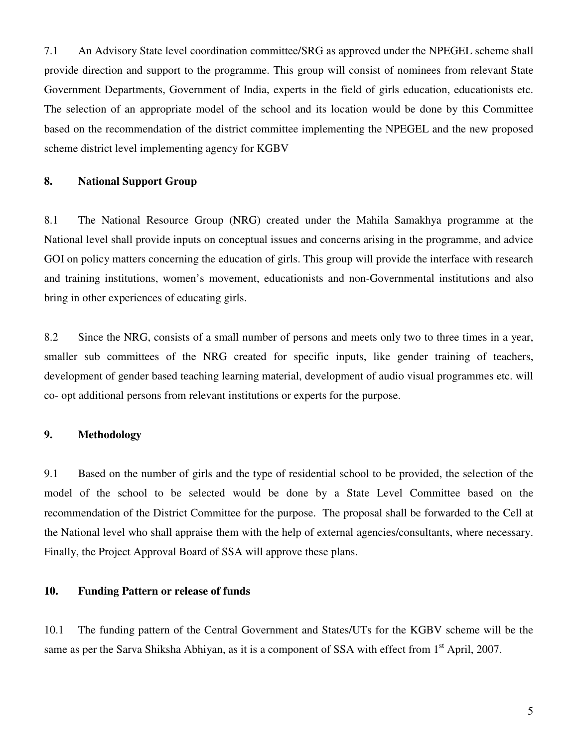7.1 An Advisory State level coordination committee/SRG as approved under the NPEGEL scheme shall provide direction and support to the programme. This group will consist of nominees from relevant State Government Departments, Government of India, experts in the field of girls education, educationists etc. The selection of an appropriate model of the school and its location would be done by this Committee based on the recommendation of the district committee implementing the NPEGEL and the new proposed scheme district level implementing agency for KGBV

## 8. National Support Group

8.1 The National Resource Group (NRG) created under the Mahila Samakhya programme at the National level shall provide inputs on conceptual issues and concerns arising in the programme, and advice GOI on policy matters concerning the education of girls. This group will provide the interface with research and training institutions, women's movement, educationists and non-Governmental institutions and also bring in other experiences of educating girls.

8.2 Since the NRG, consists of a small number of persons and meets only two to three times in a year, smaller sub committees of the NRG created for specific inputs, like gender training of teachers, development of gender based teaching learning material, development of audio visual programmes etc. will co- opt additional persons from relevant institutions or experts for the purpose.

## 9. Methodology

9.1 Based on the number of girls and the type of residential school to be provided, the selection of the model of the school to be selected would be done by a State Level Committee based on the recommendation of the District Committee for the purpose. The proposal shall be forwarded to the Cell at the National level who shall appraise them with the help of external agencies/consultants, where necessary. Finally, the Project Approval Board of SSA will approve these plans.

## 10. Funding Pattern or release of funds

10.1 The funding pattern of the Central Government and States/UTs for the KGBV scheme will be the same as per the Sarva Shiksha Abhiyan, as it is a component of SSA with effect from 1st April, 2007.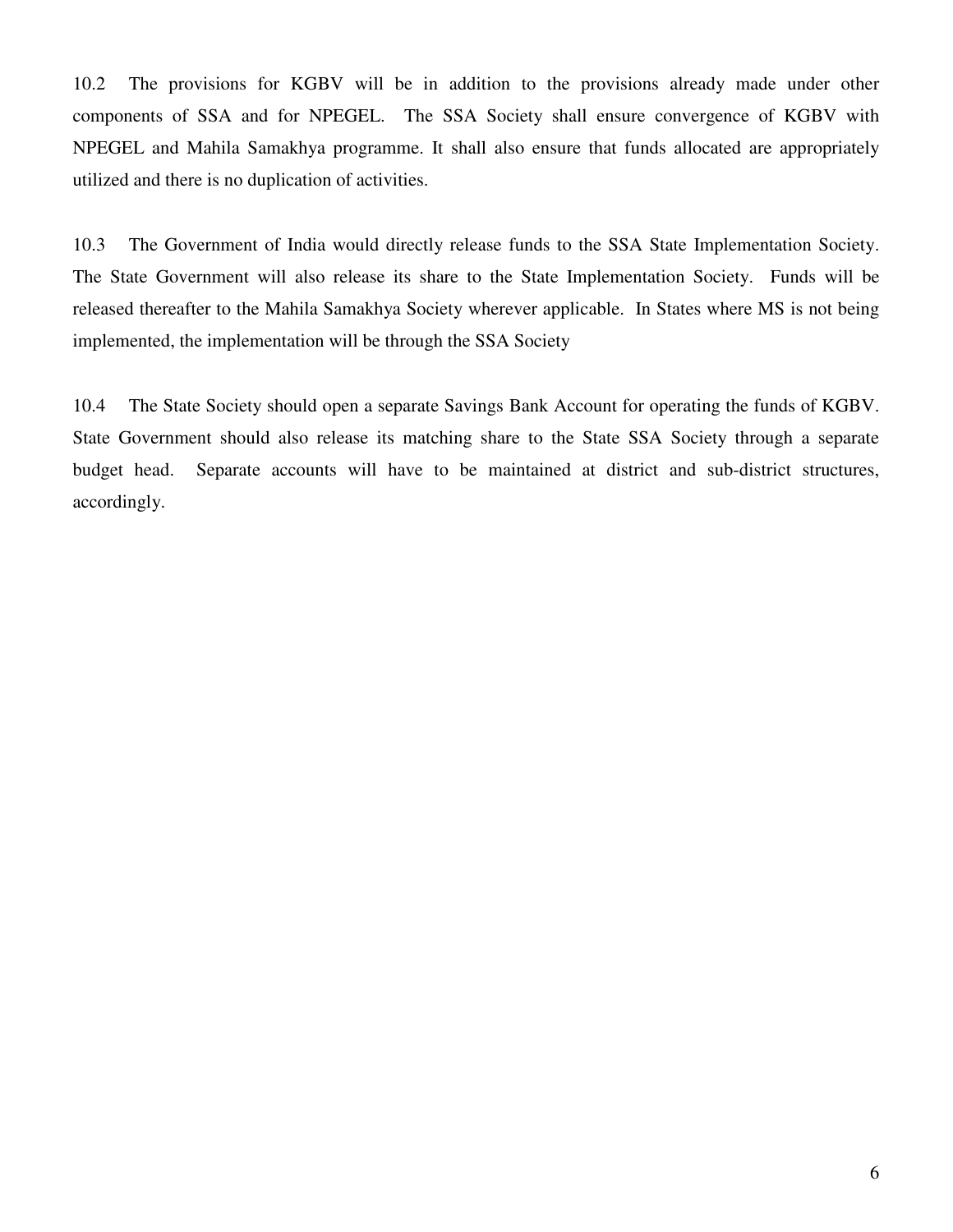10.2 The provisions for KGBV will be in addition to the provisions already made under other components of SSA and for NPEGEL. The SSA Society shall ensure convergence of KGBV with NPEGEL and Mahila Samakhya programme. It shall also ensure that funds allocated are appropriately utilized and there is no duplication of activities.

10.3 The Government of India would directly release funds to the SSA State Implementation Society. The State Government will also release its share to the State Implementation Society. Funds will be released thereafter to the Mahila Samakhya Society wherever applicable. In States where MS is not being implemented, the implementation will be through the SSA Society

10.4 The State Society should open a separate Savings Bank Account for operating the funds of KGBV. State Government should also release its matching share to the State SSA Society through a separate budget head. Separate accounts will have to be maintained at district and sub-district structures, accordingly.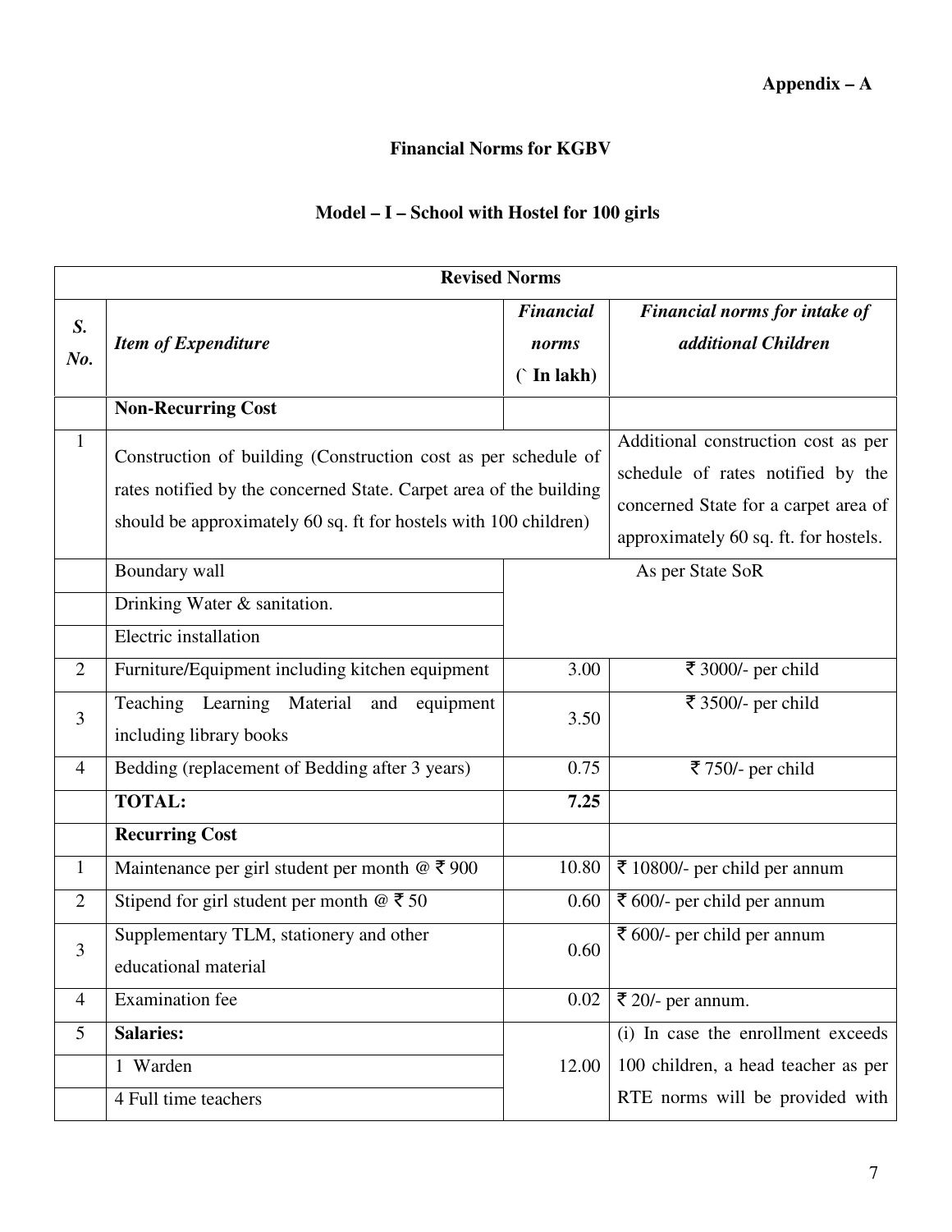**Appendix – A**

## Financial Norms for KGBV

### Model – I – School with Hostel for 100 girls

| Revised Norms | | | |
|---|---|---|---|
| ***S. No.*** | ***Item of Expenditure*** | ***Financial norms (` In lakh)*** | ***Financial norms for intake of additional Children*** |
| | **Non-Recurring Cost** | | |
| 1 | Construction of building (Construction cost as per schedule of rates notified by the concerned State. Carpet area of the building should be approximately 60 sq. ft for hostels with 100 children) | | Additional construction cost as per schedule of rates notified by the concerned State for a carpet area of approximately 60 sq. ft. for hostels. |
| | Boundary wall | As per State SoR | |
| | Drinking Water & sanitation. | | |
| | Electric installation | | |
| 2 | Furniture/Equipment including kitchen equipment | 3.00 | ₹ 3000/- per child |
| 3 | Teaching Learning Material and equipment including library books | 3.50 | ₹ 3500/- per child |
| 4 | Bedding (replacement of Bedding after 3 years) | 0.75 | ₹ 750/- per child |
| | **TOTAL:** | **7.25** | |
| | **Recurring Cost** | | |
| 1 | Maintenance per girl student per month @ ₹ 900 | 10.80 | ₹ 10800/- per child per annum |
| 2 | Stipend for girl student per month @ ₹ 50 | 0.60 | ₹ 600/- per child per annum |
| 3 | Supplementary TLM, stationery and other educational material | 0.60 | ₹ 600/- per child per annum |
| 4 | Examination fee | 0.02 | ₹ 20/- per annum. |
| 5 | **Salaries:** | 12.00 | (i) In case the enrollment exceeds 100 children, a head teacher as per RTE norms will be provided with |
| | 1 Warden | | |
| | 4 Full time teachers | | |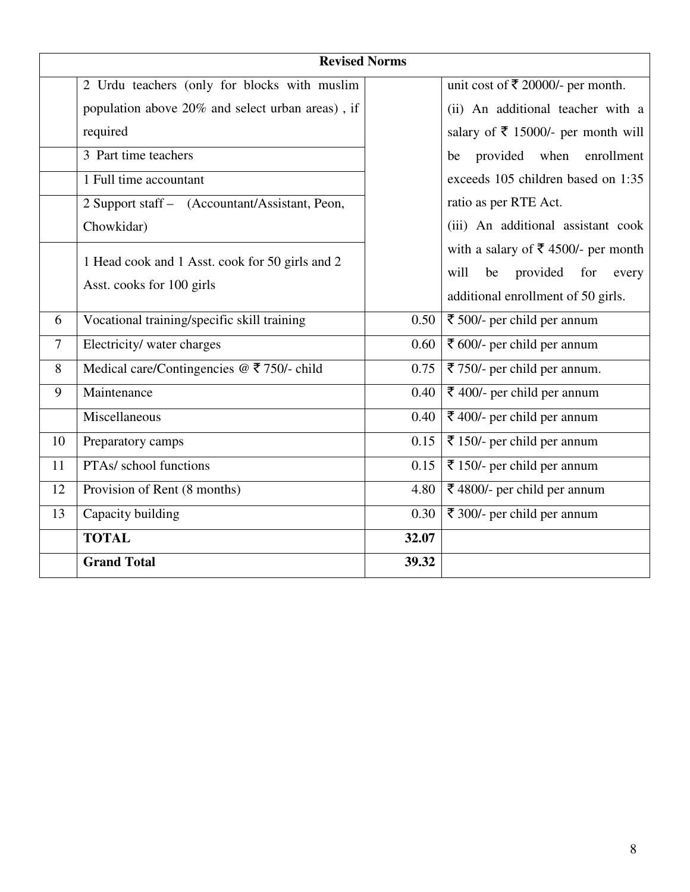| Revised Norms | | | |
|---|---|---|---|
| | 2 Urdu teachers (only for blocks with muslim population above 20% and select urban areas) , if required | | unit cost of ₹ 20000/- per month. (ii) An additional teacher with a salary of ₹ 15000/- per month will be provided when enrollment exceeds 105 children based on 1:35 ratio as per RTE Act. (iii) An additional assistant cook with a salary of ₹ 4500/- per month will be provided for every additional enrollment of 50 girls. |
| | 3 Part time teachers | | |
| | 1 Full time accountant | | |
| | 2 Support staff – (Accountant/Assistant, Peon, Chowkidar) | | |
| | 1 Head cook and 1 Asst. cook for 50 girls and 2 Asst. cooks for 100 girls | | |
| 6 | Vocational training/specific skill training | 0.50 | ₹ 500/- per child per annum |
| 7 | Electricity/ water charges | 0.60 | ₹ 600/- per child per annum |
| 8 | Medical care/Contingencies @ ₹ 750/- child | 0.75 | ₹ 750/- per child per annum. |
| 9 | Maintenance | 0.40 | ₹ 400/- per child per annum |
| | Miscellaneous | 0.40 | ₹ 400/- per child per annum |
| 10 | Preparatory camps | 0.15 | ₹ 150/- per child per annum |
| 11 | PTAs/ school functions | 0.15 | ₹ 150/- per child per annum |
| 12 | Provision of Rent (8 months) | 4.80 | ₹ 4800/- per child per annum |
| 13 | Capacity building | 0.30 | ₹ 300/- per child per annum |
| | **TOTAL** | **32.07** | |
| | **Grand Total** | **39.32** | |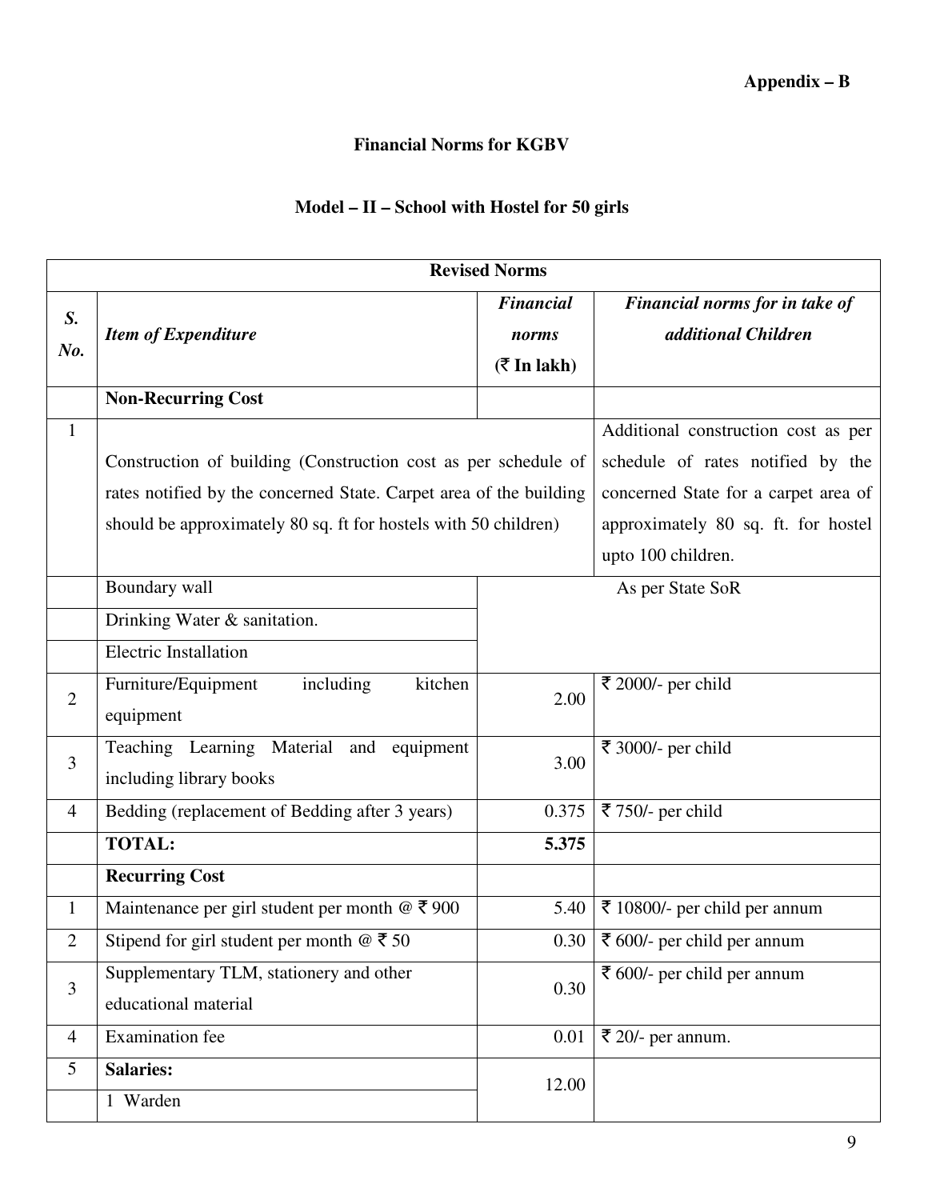**Appendix – B**

## Financial Norms for KGBV

### Model – II – School with Hostel for 50 girls

| Revised Norms | | | |
|---|---|---|---|
| ***S. No.*** | ***Item of Expenditure*** | ***Financial norms (₹ In lakh)*** | ***Financial norms for in take of additional Children*** |
| | **Non-Recurring Cost** | | |
| 1 | Construction of building (Construction cost as per schedule of rates notified by the concerned State. Carpet area of the building should be approximately 80 sq. ft for hostels with 50 children) | | Additional construction cost as per schedule of rates notified by the concerned State for a carpet area of approximately 80 sq. ft. for hostel upto 100 children. |
| | Boundary wall | As per State SoR | |
| | Drinking Water & sanitation. | | |
| | Electric Installation | | |
| 2 | Furniture/Equipment including kitchen equipment | 2.00 | ₹ 2000/- per child |
| 3 | Teaching Learning Material and equipment including library books | 3.00 | ₹ 3000/- per child |
| 4 | Bedding (replacement of Bedding after 3 years) | 0.375 | ₹ 750/- per child |
| | **TOTAL:** | **5.375** | |
| | **Recurring Cost** | | |
| 1 | Maintenance per girl student per month @ ₹ 900 | 5.40 | ₹ 10800/- per child per annum |
| 2 | Stipend for girl student per month @ ₹ 50 | 0.30 | ₹ 600/- per child per annum |
| 3 | Supplementary TLM, stationery and other educational material | 0.30 | ₹ 600/- per child per annum |
| 4 | Examination fee | 0.01 | ₹ 20/- per annum. |
| 5 | **Salaries:** | 12.00 | |
| | 1 Warden | | |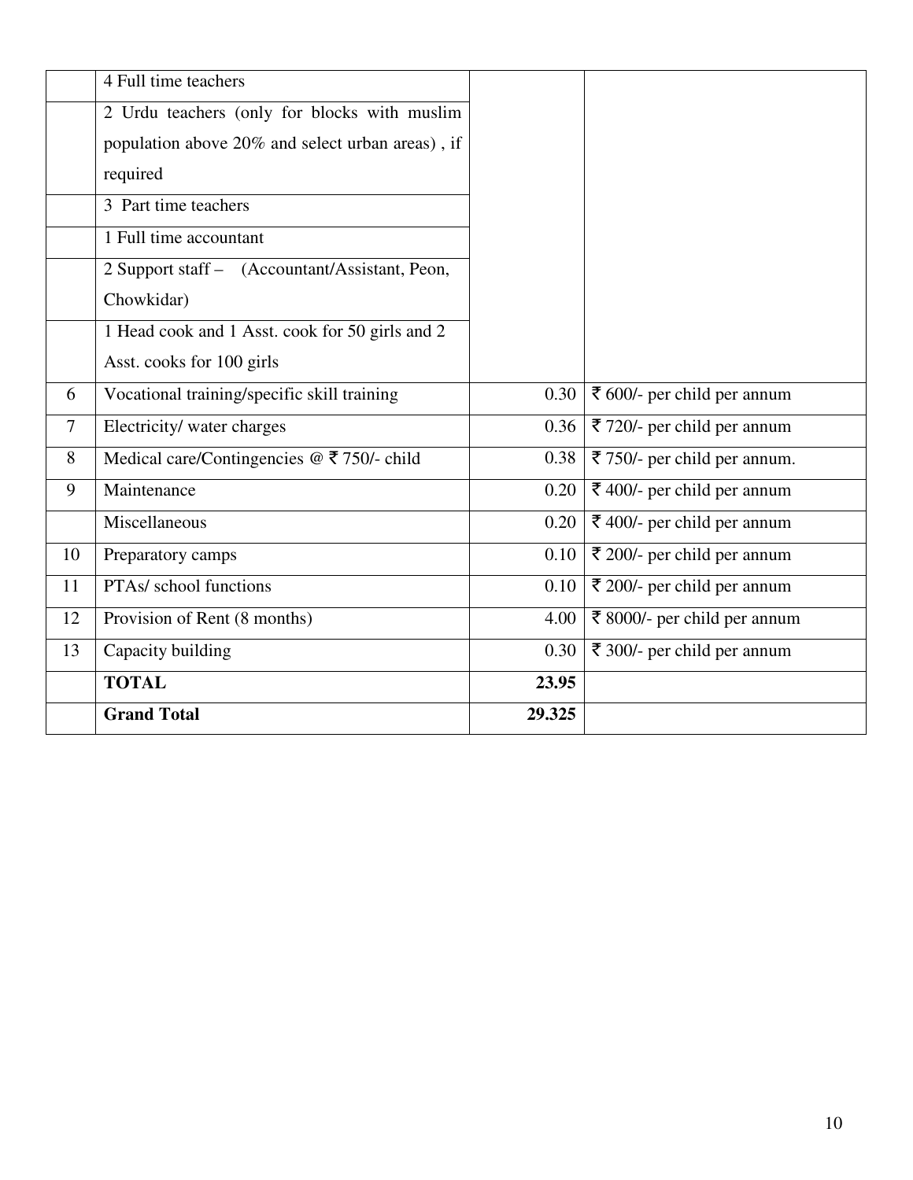| | | | |
|---|---|---|---|
| | 4 Full time teachers | | |
| | 2 Urdu teachers (only for blocks with muslim population above 20% and select urban areas) , if required | | |
| | 3 Part time teachers | | |
| | 1 Full time accountant | | |
| | 2 Support staff – (Accountant/Assistant, Peon, Chowkidar) | | |
| | 1 Head cook and 1 Asst. cook for 50 girls and 2 Asst. cooks for 100 girls | | |
| 6 | Vocational training/specific skill training | 0.30 | ₹ 600/- per child per annum |
| 7 | Electricity/ water charges | 0.36 | ₹ 720/- per child per annum |
| 8 | Medical care/Contingencies @ ₹ 750/- child | 0.38 | ₹ 750/- per child per annum. |
| 9 | Maintenance | 0.20 | ₹ 400/- per child per annum |
| | Miscellaneous | 0.20 | ₹ 400/- per child per annum |
| 10 | Preparatory camps | 0.10 | ₹ 200/- per child per annum |
| 11 | PTAs/ school functions | 0.10 | ₹ 200/- per child per annum |
| 12 | Provision of Rent (8 months) | 4.00 | ₹ 8000/- per child per annum |
| 13 | Capacity building | 0.30 | ₹ 300/- per child per annum |
| | **TOTAL** | **23.95** | |
| | **Grand Total** | **29.325** | |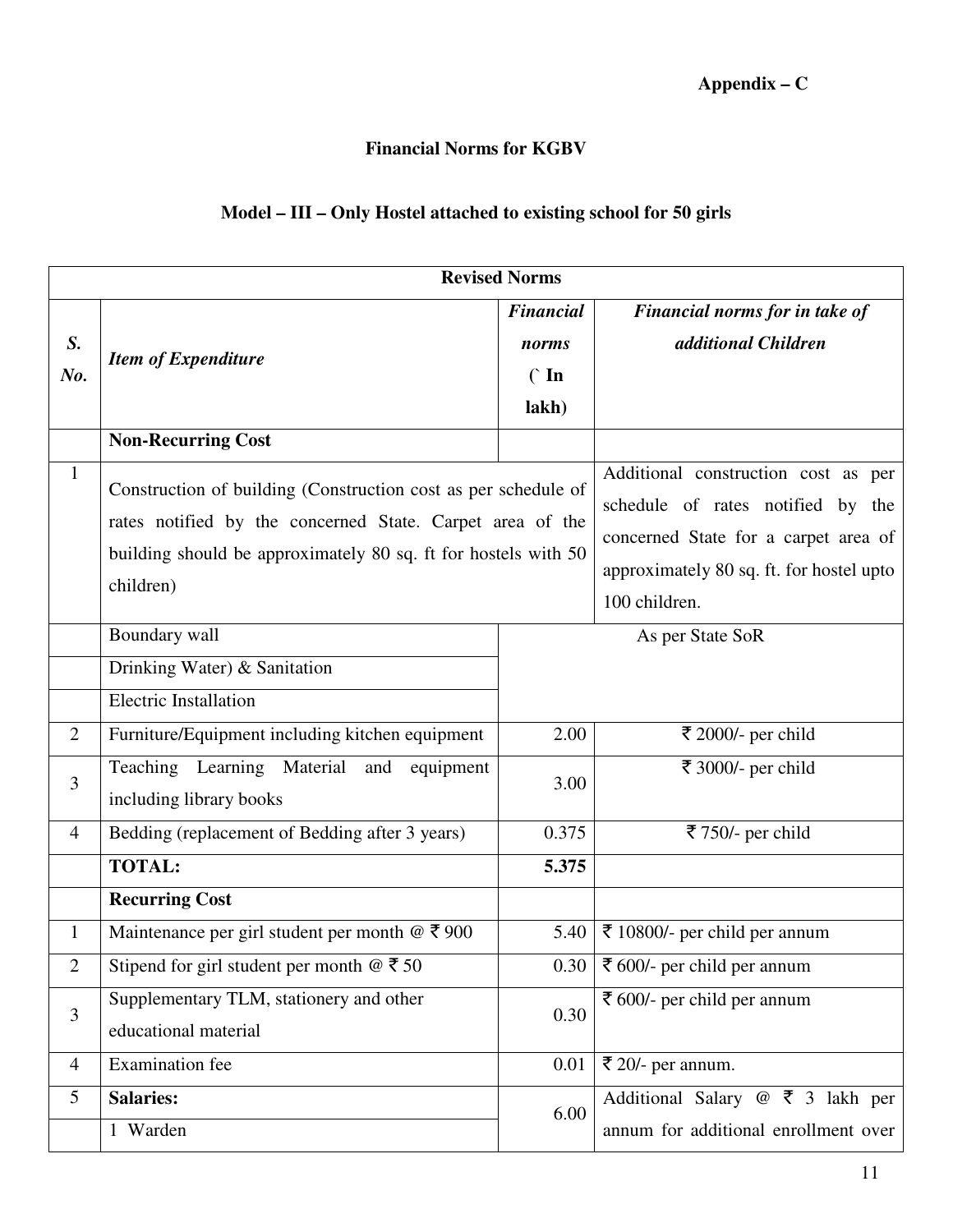**Appendix – C**

## Financial Norms for KGBV

### Model – III – Only Hostel attached to existing school for 50 girls

| Revised Norms | | | |
|---|---|---|---|
| ***S. No.*** | ***Item of Expenditure*** | ***Financial norms (` In lakh)*** | ***Financial norms for in take of additional Children*** |
| | **Non-Recurring Cost** | | |
| 1 | Construction of building (Construction cost as per schedule of rates notified by the concerned State. Carpet area of the building should be approximately 80 sq. ft for hostels with 50 children) | | Additional construction cost as per schedule of rates notified by the concerned State for a carpet area of approximately 80 sq. ft. for hostel upto 100 children. |
| | Boundary wall | As per State SoR | |
| | Drinking Water) & Sanitation | | |
| | Electric Installation | | |
| 2 | Furniture/Equipment including kitchen equipment | 2.00 | ₹ 2000/- per child |
| 3 | Teaching Learning Material and equipment including library books | 3.00 | ₹ 3000/- per child |
| 4 | Bedding (replacement of Bedding after 3 years) | 0.375 | ₹ 750/- per child |
| | **TOTAL:** | **5.375** | |
| | **Recurring Cost** | | |
| 1 | Maintenance per girl student per month @ ₹ 900 | 5.40 | ₹ 10800/- per child per annum |
| 2 | Stipend for girl student per month @ ₹ 50 | 0.30 | ₹ 600/- per child per annum |
| 3 | Supplementary TLM, stationery and other educational material | 0.30 | ₹ 600/- per child per annum |
| 4 | Examination fee | 0.01 | ₹ 20/- per annum. |
| 5 | **Salaries:** | 6.00 | Additional Salary @ ₹ 3 lakh per annum for additional enrollment over |
| | 1 Warden | | |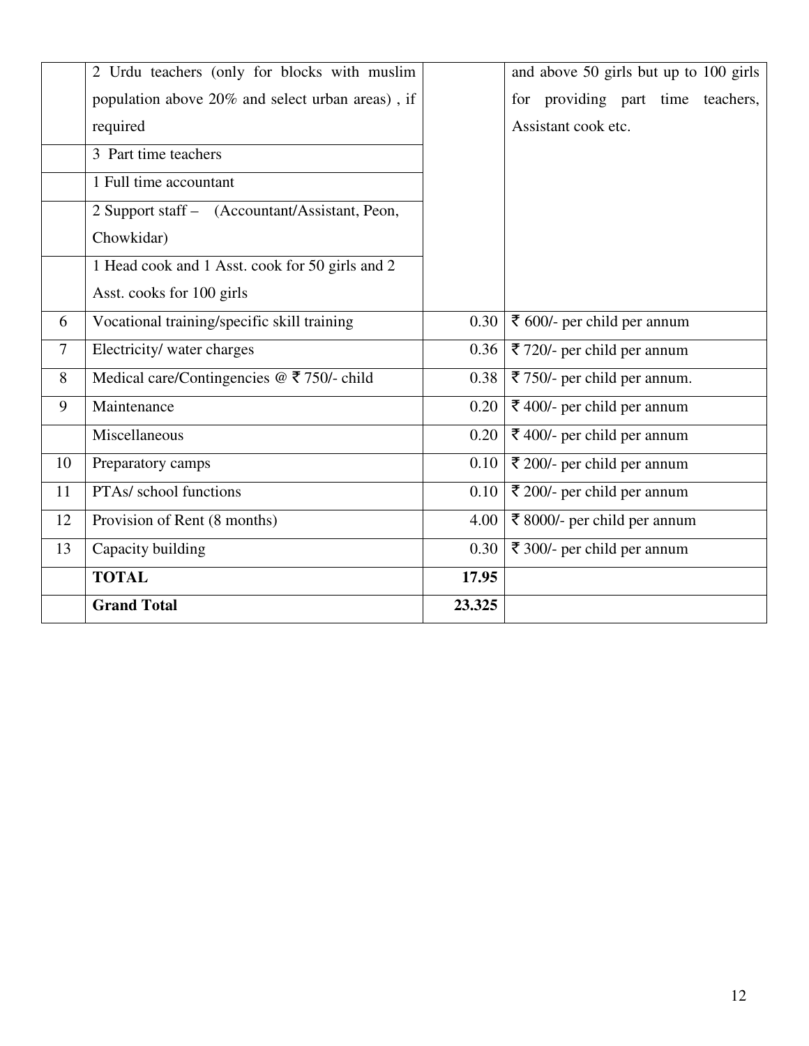| | | | |
|---|---|---|---|
| | 2 Urdu teachers (only for blocks with muslim population above 20% and select urban areas) , if required | | and above 50 girls but up to 100 girls for providing part time teachers, Assistant cook etc. |
| | 3 Part time teachers | | |
| | 1 Full time accountant | | |
| | 2 Support staff – (Accountant/Assistant, Peon, Chowkidar) | | |
| | 1 Head cook and 1 Asst. cook for 50 girls and 2 Asst. cooks for 100 girls | | |
| 6 | Vocational training/specific skill training | 0.30 | ₹ 600/- per child per annum |
| 7 | Electricity/ water charges | 0.36 | ₹ 720/- per child per annum |
| 8 | Medical care/Contingencies @ ₹ 750/- child | 0.38 | ₹ 750/- per child per annum. |
| 9 | Maintenance | 0.20 | ₹ 400/- per child per annum |
| | Miscellaneous | 0.20 | ₹ 400/- per child per annum |
| 10 | Preparatory camps | 0.10 | ₹ 200/- per child per annum |
| 11 | PTAs/ school functions | 0.10 | ₹ 200/- per child per annum |
| 12 | Provision of Rent (8 months) | 4.00 | ₹ 8000/- per child per annum |
| 13 | Capacity building | 0.30 | ₹ 300/- per child per annum |
| | **TOTAL** | **17.95** | |
| | **Grand Total** | **23.325** | |